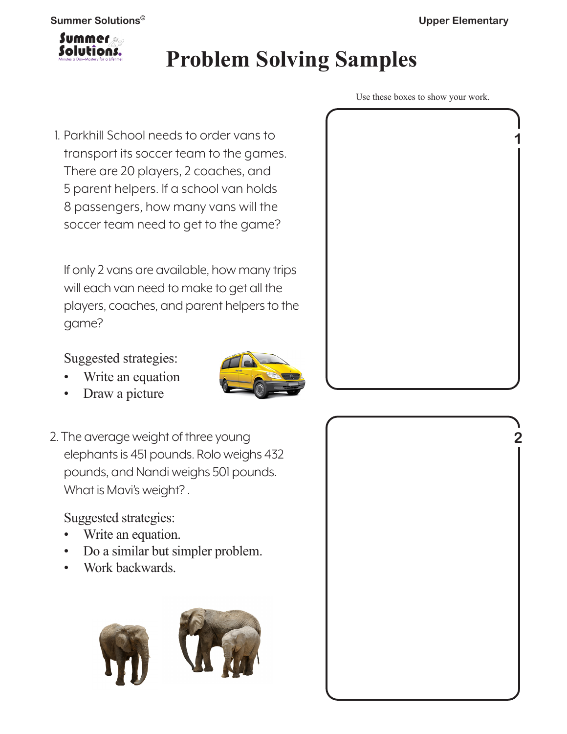# Problem Solving Samples

Use these boxes to show your work.

1. Parkhill School needs to order vans to transport its soccer team to the games. There are 20 players, 2 coaches, and 5 parent helpers. If a school van holds 8 passengers, how many vans will the soccer team need to get to the game?

   If only 2 vans are available, how many trips will each van need to make to get all the players, coaches, and parent helpers to the game?

   Suggested strategies:
   - Write an equation
   - Draw a picture

2. The average weight of three young elephants is 451 pounds. Rolo weighs 432 pounds, and Nandi weighs 501 pounds. What is Mavi's weight? .

   Suggested strategies:
   - Write an equation.
   - Do a similar but simpler problem.
   - Work backwards.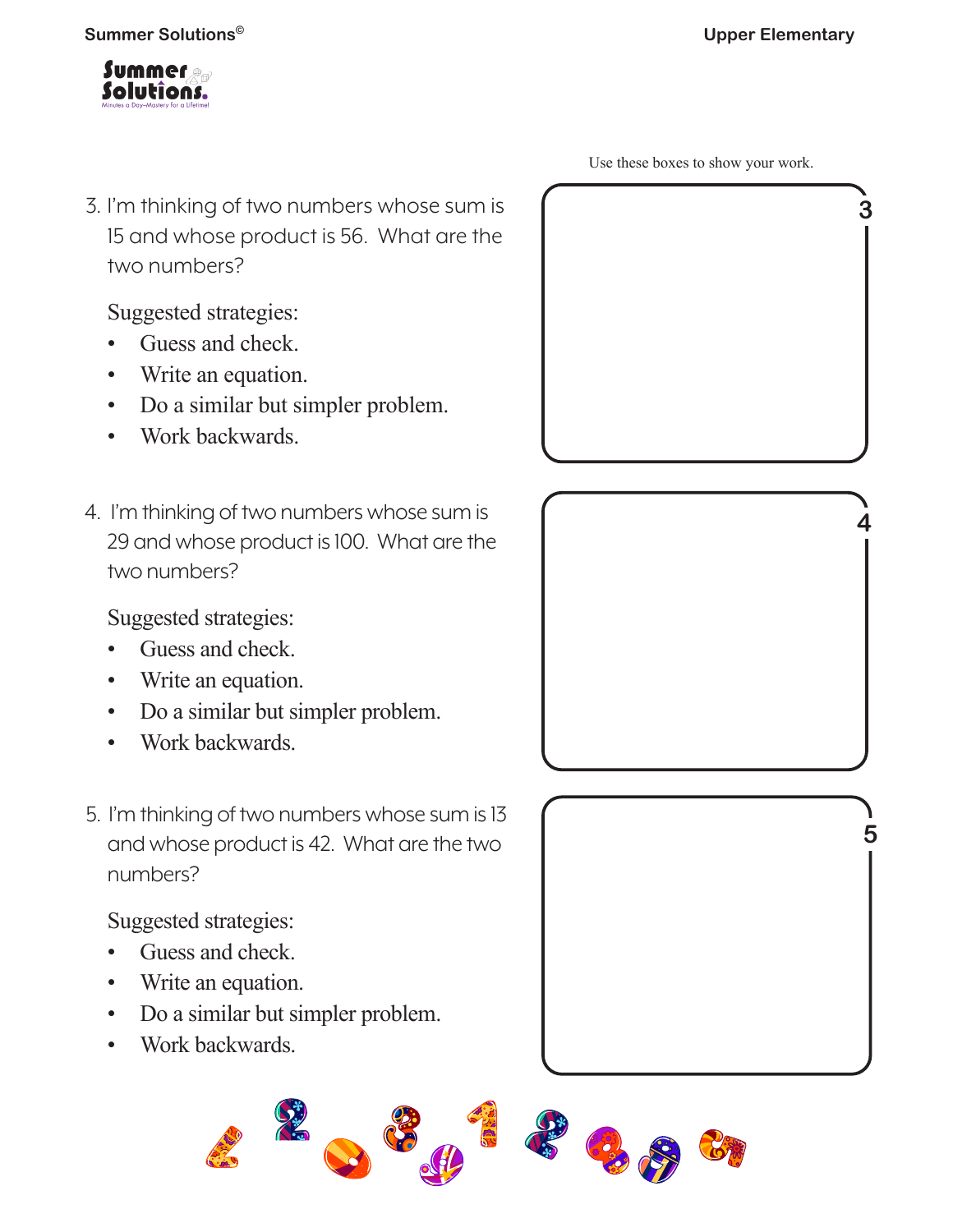Use these boxes to show your work.

3. I'm thinking of two numbers whose sum is 15 and whose product is 56. What are the two numbers?

   Suggested strategies:
   - Guess and check.
   - Write an equation.
   - Do a similar but simpler problem.
   - Work backwards.

4. I'm thinking of two numbers whose sum is 29 and whose product is 100. What are the two numbers?

   Suggested strategies:
   - Guess and check.
   - Write an equation.
   - Do a similar but simpler problem.
   - Work backwards.

5. I'm thinking of two numbers whose sum is 13 and whose product is 42. What are the two numbers?

   Suggested strategies:
   - Guess and check.
   - Write an equation.
   - Do a similar but simpler problem.
   - Work backwards.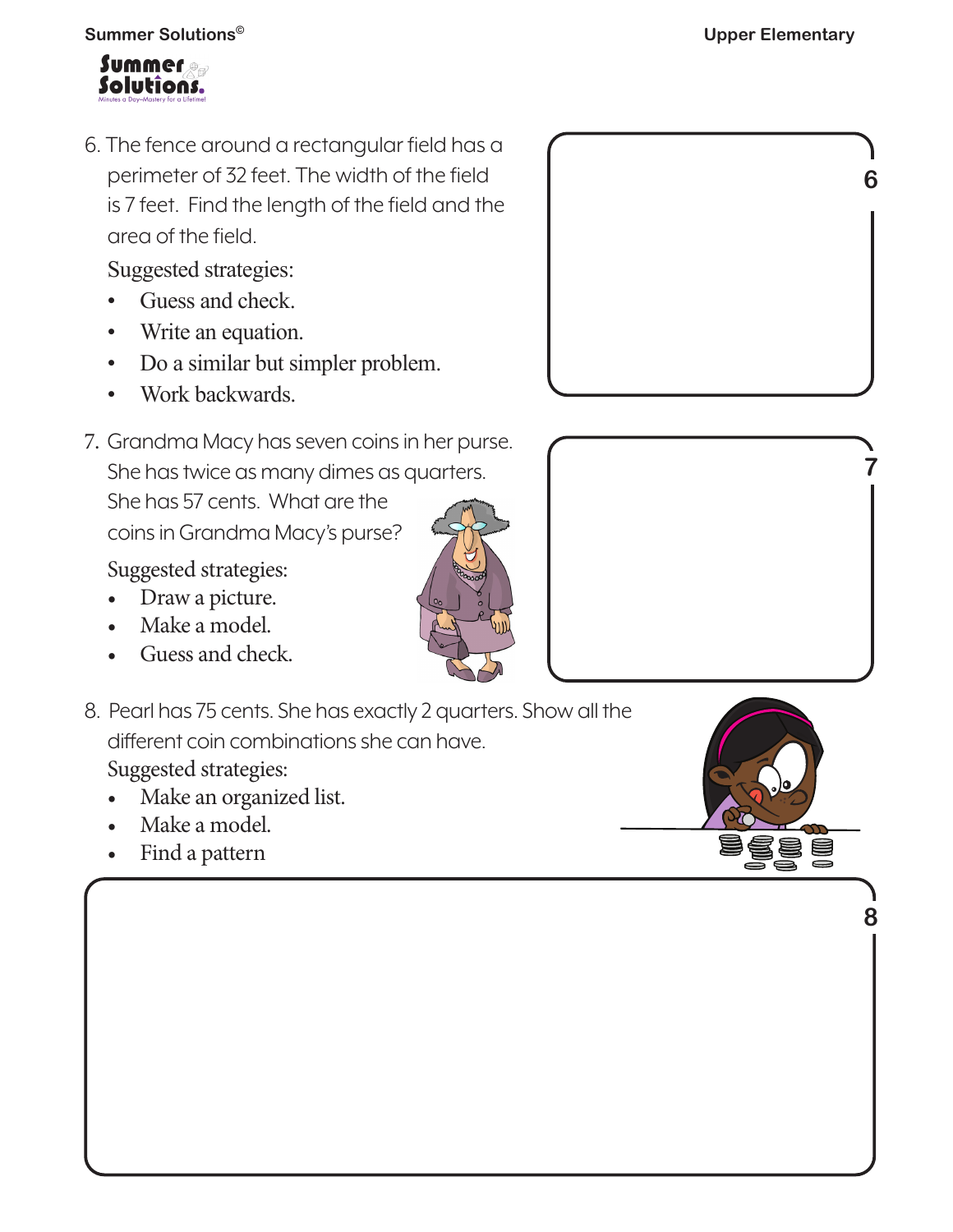6. The fence around a rectangular field has a perimeter of 32 feet. The width of the field is 7 feet. Find the length of the field and the area of the field.

   Suggested strategies:
   - Guess and check.
   - Write an equation.
   - Do a similar but simpler problem.
   - Work backwards.

7. Grandma Macy has seven coins in her purse. She has twice as many dimes as quarters. She has 57 cents. What are the coins in Grandma Macy's purse?

   Suggested strategies:
   - Draw a picture.
   - Make a model.
   - Guess and check.

8. Pearl has 75 cents. She has exactly 2 quarters. Show all the different coin combinations she can have.

   Suggested strategies:
   - Make an organized list.
   - Make a model.
   - Find a pattern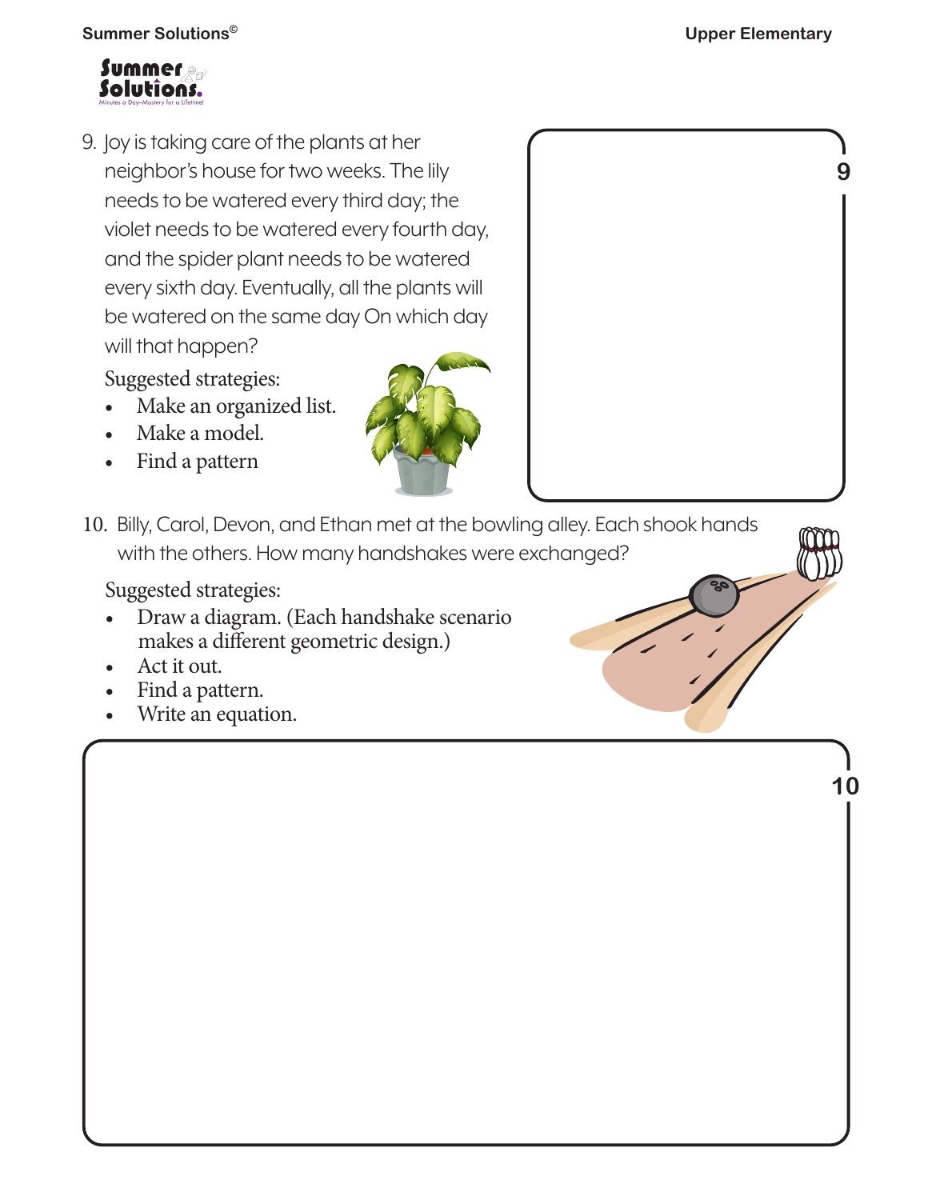9. Joy is taking care of the plants at her neighbor's house for two weeks. The lily needs to be watered every third day; the violet needs to be watered every fourth day, and the spider plant needs to be watered every sixth day. Eventually, all the plants will be watered on the same day On which day will that happen?

   Suggested strategies:
   - Make an organized list.
   - Make a model.
   - Find a pattern

10. Billy, Carol, Devon, and Ethan met at the bowling alley. Each shook hands with the others. How many handshakes were exchanged?

    Suggested strategies:
    - Draw a diagram. (Each handshake scenario makes a different geometric design.)
    - Act it out.
    - Find a pattern.
    - Write an equation.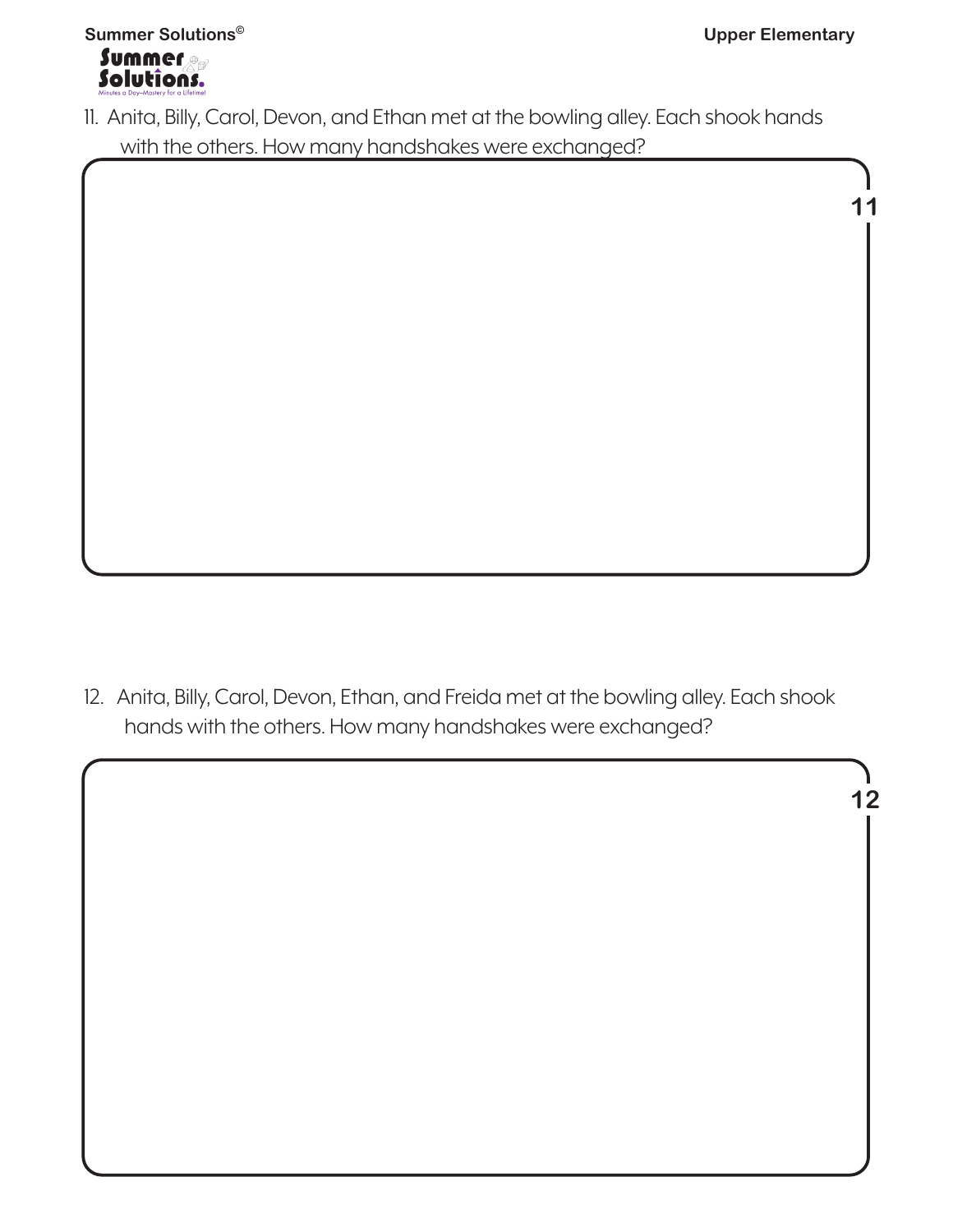11. Anita, Billy, Carol, Devon, and Ethan met at the bowling alley. Each shook hands with the others. How many handshakes were exchanged?

12. Anita, Billy, Carol, Devon, Ethan, and Freida met at the bowling alley. Each shook hands with the others. How many handshakes were exchanged?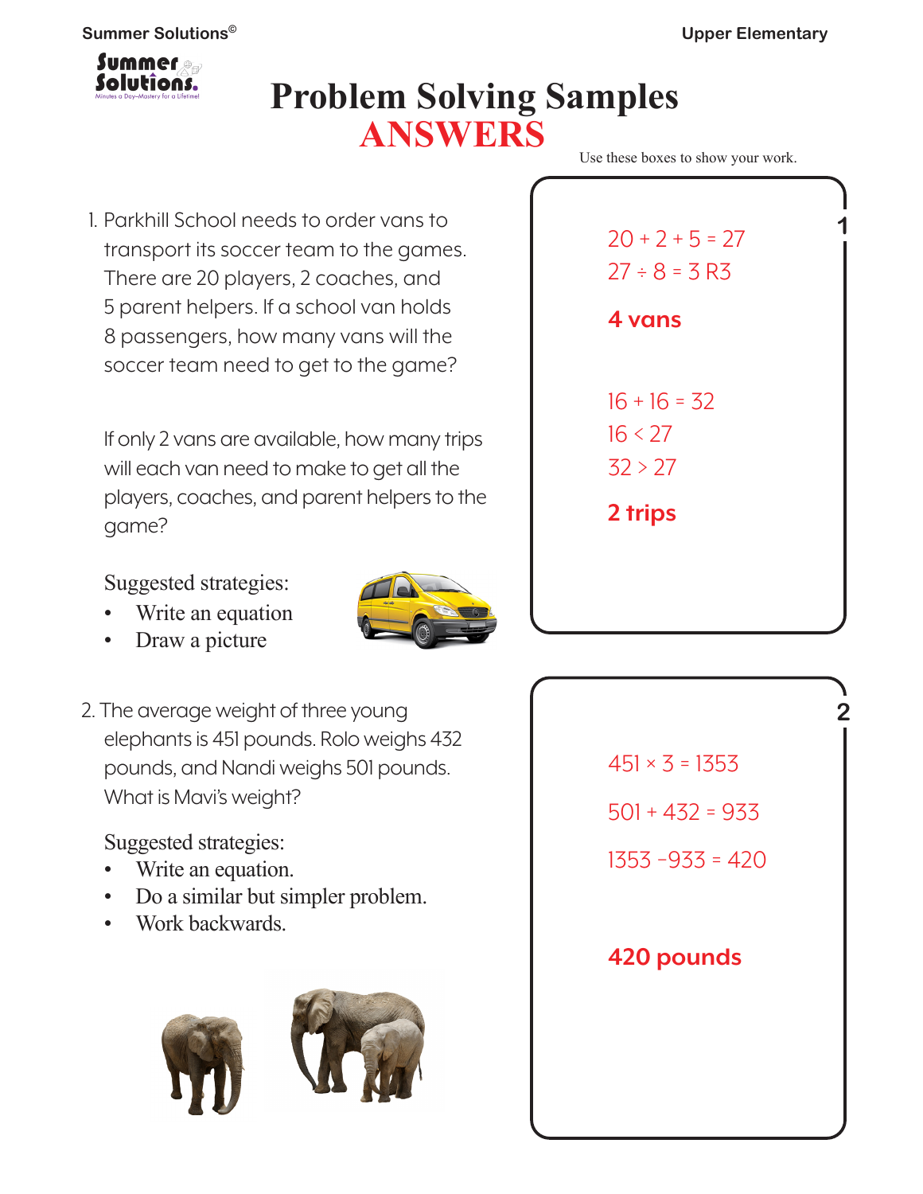# Problem Solving Samples

## ANSWERS

Use these boxes to show your work.

1. Parkhill School needs to order vans to transport its soccer team to the games. There are 20 players, 2 coaches, and 5 parent helpers. If a school van holds 8 passengers, how many vans will the soccer team need to get to the game?

   If only 2 vans are available, how many trips will each van need to make to get all the players, coaches, and parent helpers to the game?

   Suggested strategies:
   - Write an equation
   - Draw a picture

**1**

$20 + 2 + 5 = 27$

$27 \div 8 = 3$ R3

**4 vans**

$16 + 16 = 32$

$16 < 27$

$32 > 27$

**2 trips**

2. The average weight of three young elephants is 451 pounds. Rolo weighs 432 pounds, and Nandi weighs 501 pounds. What is Mavi's weight?

   Suggested strategies:
   - Write an equation.
   - Do a similar but simpler problem.
   - Work backwards.

**2**

$451 \times 3 = 1353$

$501 + 432 = 933$

$1353 - 933 = 420$

**420 pounds**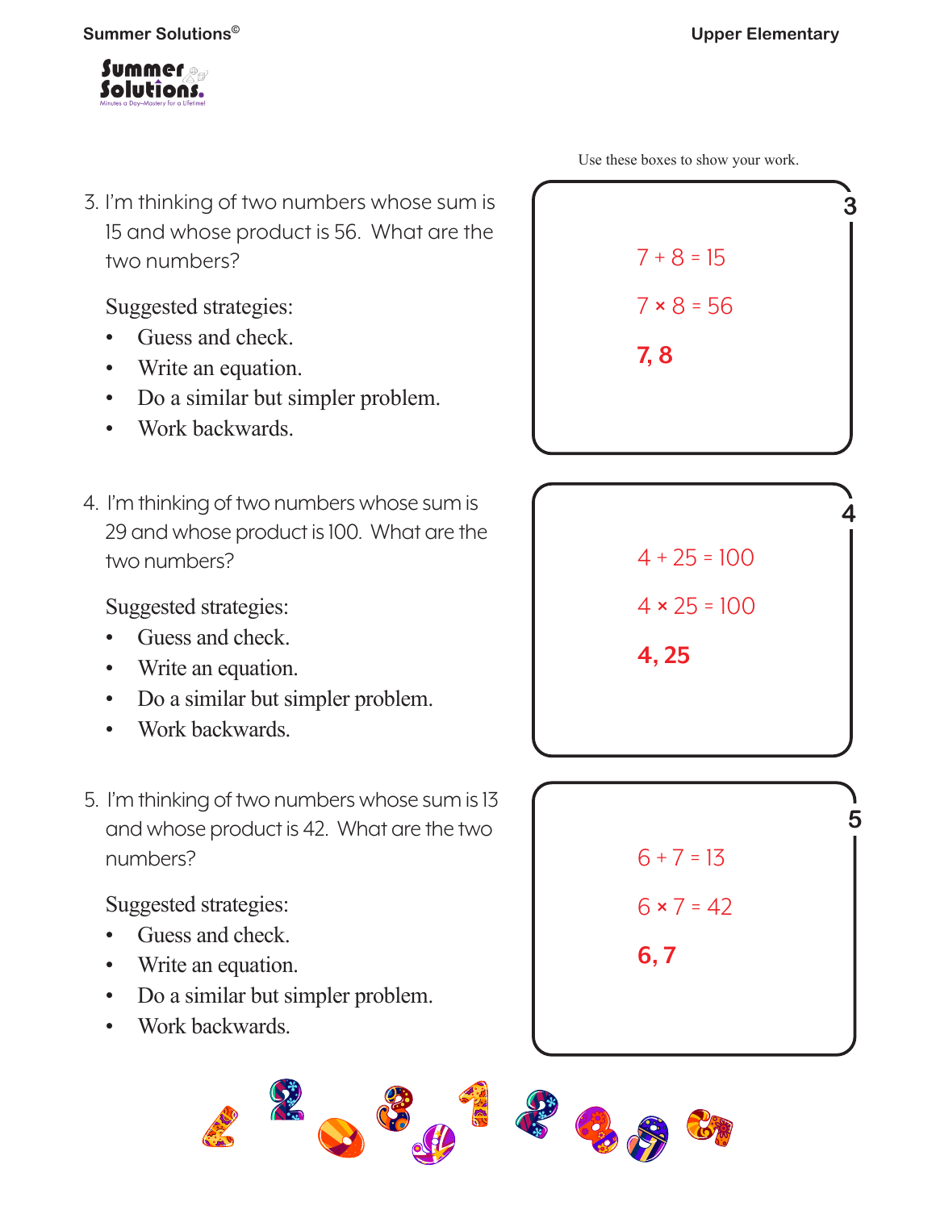Use these boxes to show your work.

3. I'm thinking of two numbers whose sum is 15 and whose product is 56. What are the two numbers?

   Suggested strategies:
   - Guess and check.
   - Write an equation.
   - Do a similar but simpler problem.
   - Work backwards.

**3**

$7 + 8 = 15$

$7 \times 8 = 56$

**7, 8**

4. I'm thinking of two numbers whose sum is 29 and whose product is 100. What are the two numbers?

   Suggested strategies:
   - Guess and check.
   - Write an equation.
   - Do a similar but simpler problem.
   - Work backwards.

**4**

$4 + 25 = 100$

$4 \times 25 = 100$

**4, 25**

5. I'm thinking of two numbers whose sum is 13 and whose product is 42. What are the two numbers?

   Suggested strategies:
   - Guess and check.
   - Write an equation.
   - Do a similar but simpler problem.
   - Work backwards.

**5**

$6 + 7 = 13$

$6 \times 7 = 42$

**6, 7**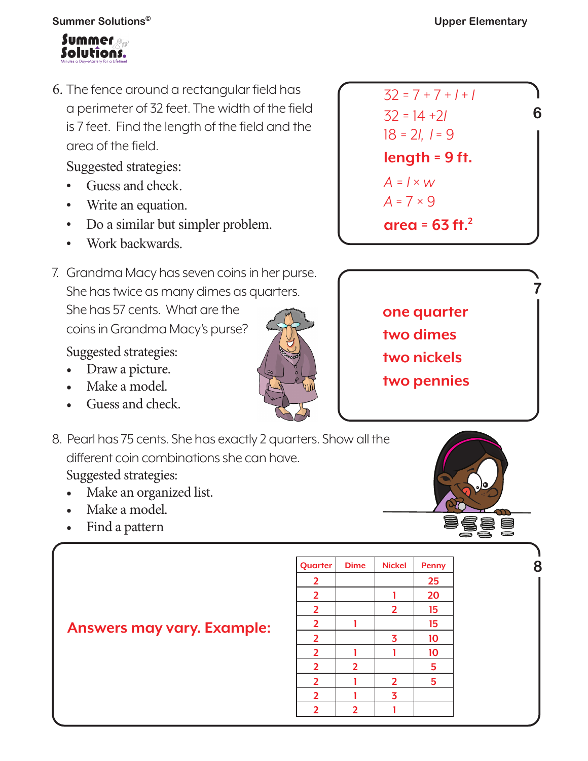6. The fence around a rectangular field has a perimeter of 32 feet. The width of the field is 7 feet. Find the length of the field and the area of the field.

   Suggested strategies:
   - Guess and check.
   - Write an equation.
   - Do a similar but simpler problem.
   - Work backwards.

**6**

$32 = 7 + 7 + l + l$

$32 = 14 + 2l$

$18 = 2l, \; l = 9$

**length = 9 ft.**

$A = l \times w$

$A = 7 \times 9$

**area = 63 ft.$^2$**

7. Grandma Macy has seven coins in her purse. She has twice as many dimes as quarters. She has 57 cents. What are the coins in Grandma Macy's purse?

   Suggested strategies:
   - Draw a picture.
   - Make a model.
   - Guess and check.

**7**

**one quarter**
**two dimes**
**two nickels**
**two pennies**

8. Pearl has 75 cents. She has exactly 2 quarters. Show all the different coin combinations she can have.

   Suggested strategies:
   - Make an organized list.
   - Make a model.
   - Find a pattern

**8**

**Answers may vary. Example:**

| Quarter | Dime | Nickel | Penny |
|---|---|---|---|
| 2 | | | 25 |
| 2 | | 1 | 20 |
| 2 | | 2 | 15 |
| 2 | 1 | | 15 |
| 2 | | 3 | 10 |
| 2 | 1 | 1 | 10 |
| 2 | 2 | | 5 |
| 2 | 1 | 2 | 5 |
| 2 | 1 | 3 | |
| 2 | 2 | 1 | |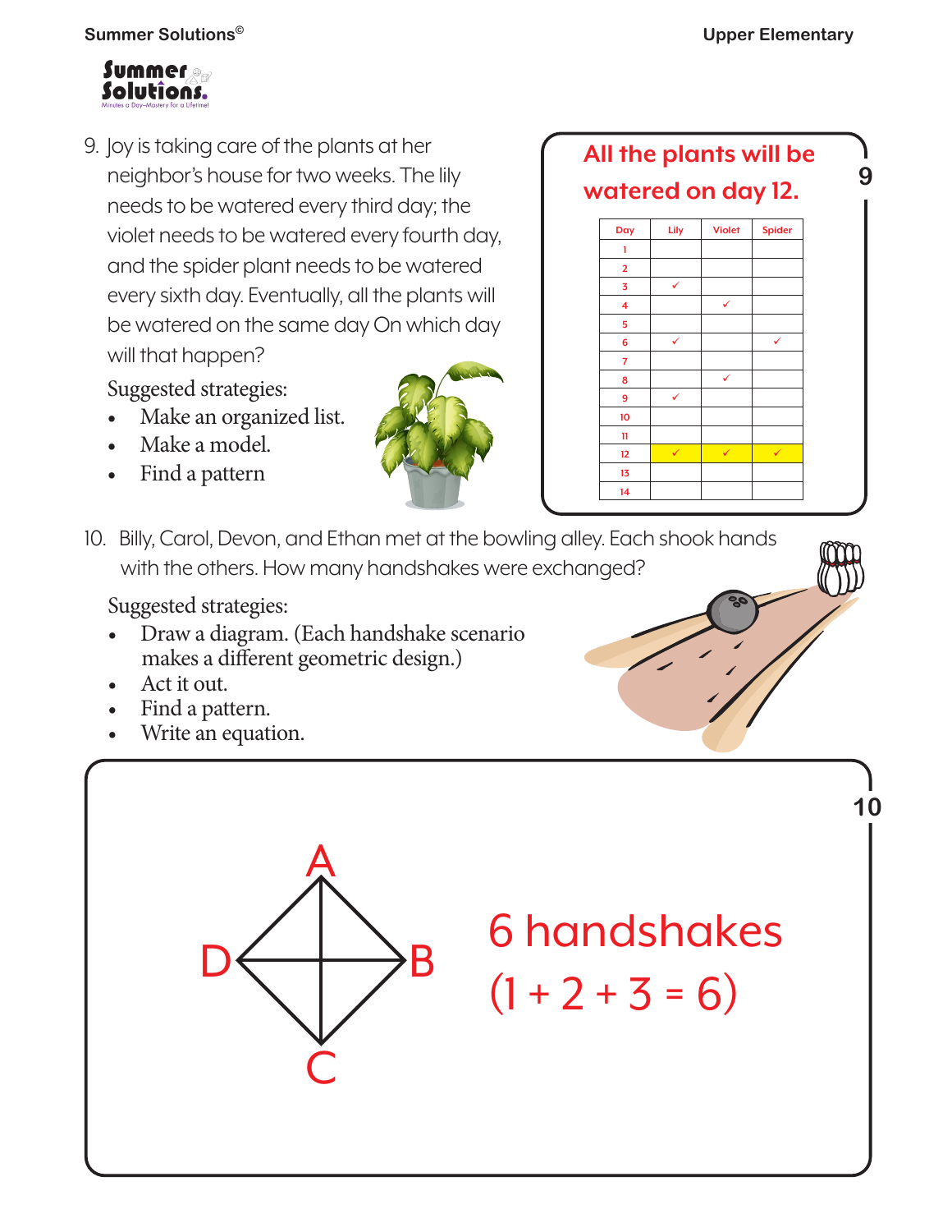9. Joy is taking care of the plants at her neighbor's house for two weeks. The lily needs to be watered every third day; the violet needs to be watered every fourth day, and the spider plant needs to be watered every sixth day. Eventually, all the plants will be watered on the same day On which day will that happen?

Suggested strategies:

- Make an organized list.
- Make a model.
- Find a pattern

**9**

All the plants will be watered on day 12.

| Day | Lily | Violet | Spider |
|---|---|---|---|
| 1 | | | |
| 2 | | | |
| 3 | ✓ | | |
| 4 | | ✓ | |
| 5 | | | |
| 6 | ✓ | | ✓ |
| 7 | | | |
| 8 | | ✓ | |
| 9 | ✓ | | |
| 10 | | | |
| 11 | | | |
| 12 | ✓ | ✓ | ✓ |
| 13 | | | |
| 14 | | | |

10. Billy, Carol, Devon, and Ethan met at the bowling alley. Each shook hands with the others. How many handshakes were exchanged?

Suggested strategies:

- Draw a diagram. (Each handshake scenario makes a different geometric design.)
- Act it out.
- Find a pattern.
- Write an equation.

**10**

A, B, C, D

6 handshakes

$(1 + 2 + 3 = 6)$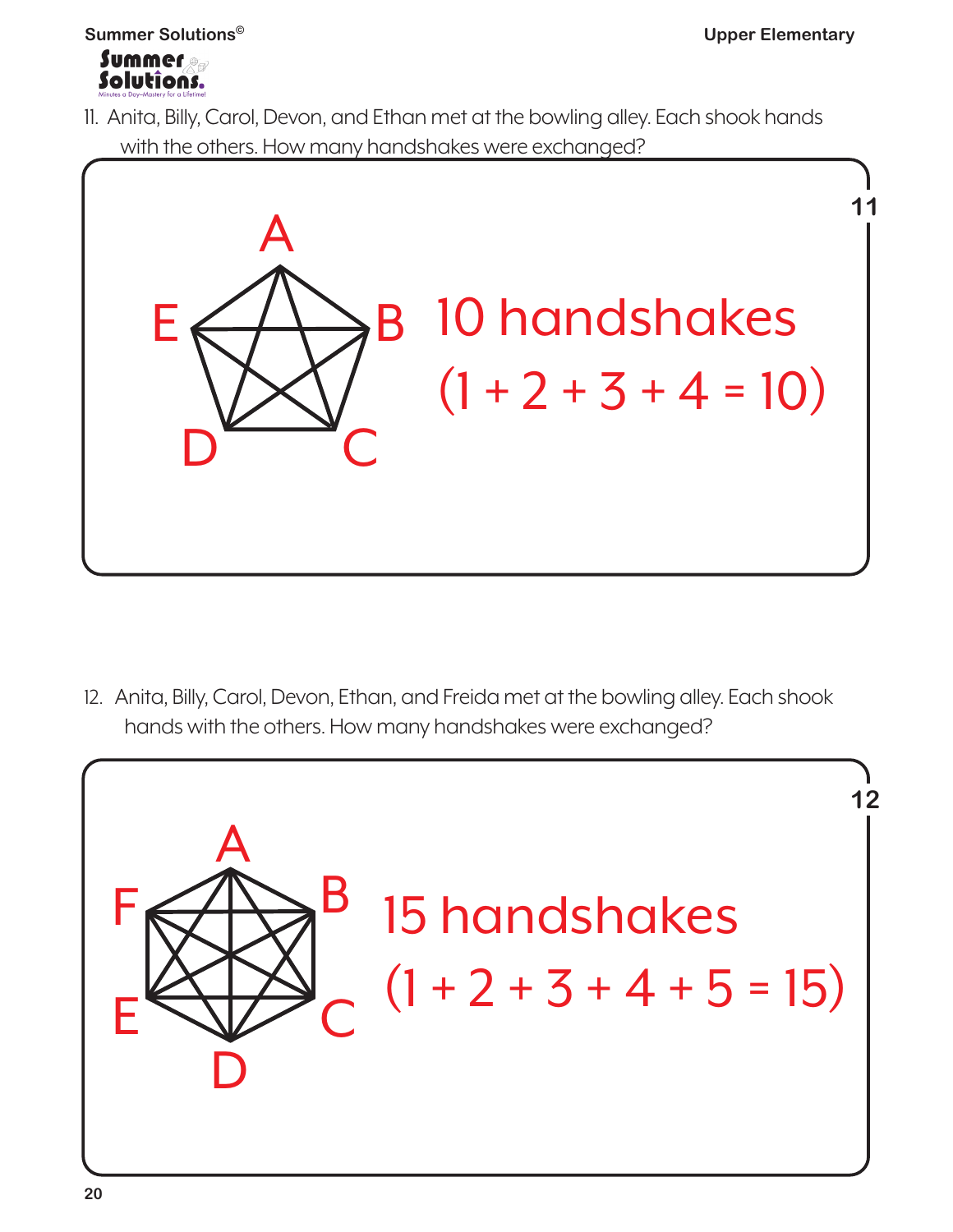11. Anita, Billy, Carol, Devon, and Ethan met at the bowling alley. Each shook hands with the others. How many handshakes were exchanged?

11

A

E

B

D

C

10 handshakes

$(1 + 2 + 3 + 4 = 10)$

12. Anita, Billy, Carol, Devon, Ethan, and Freida met at the bowling alley. Each shook hands with the others. How many handshakes were exchanged?

12

A

F

B

E

C

D

15 handshakes

$(1 + 2 + 3 + 4 + 5 = 15)$